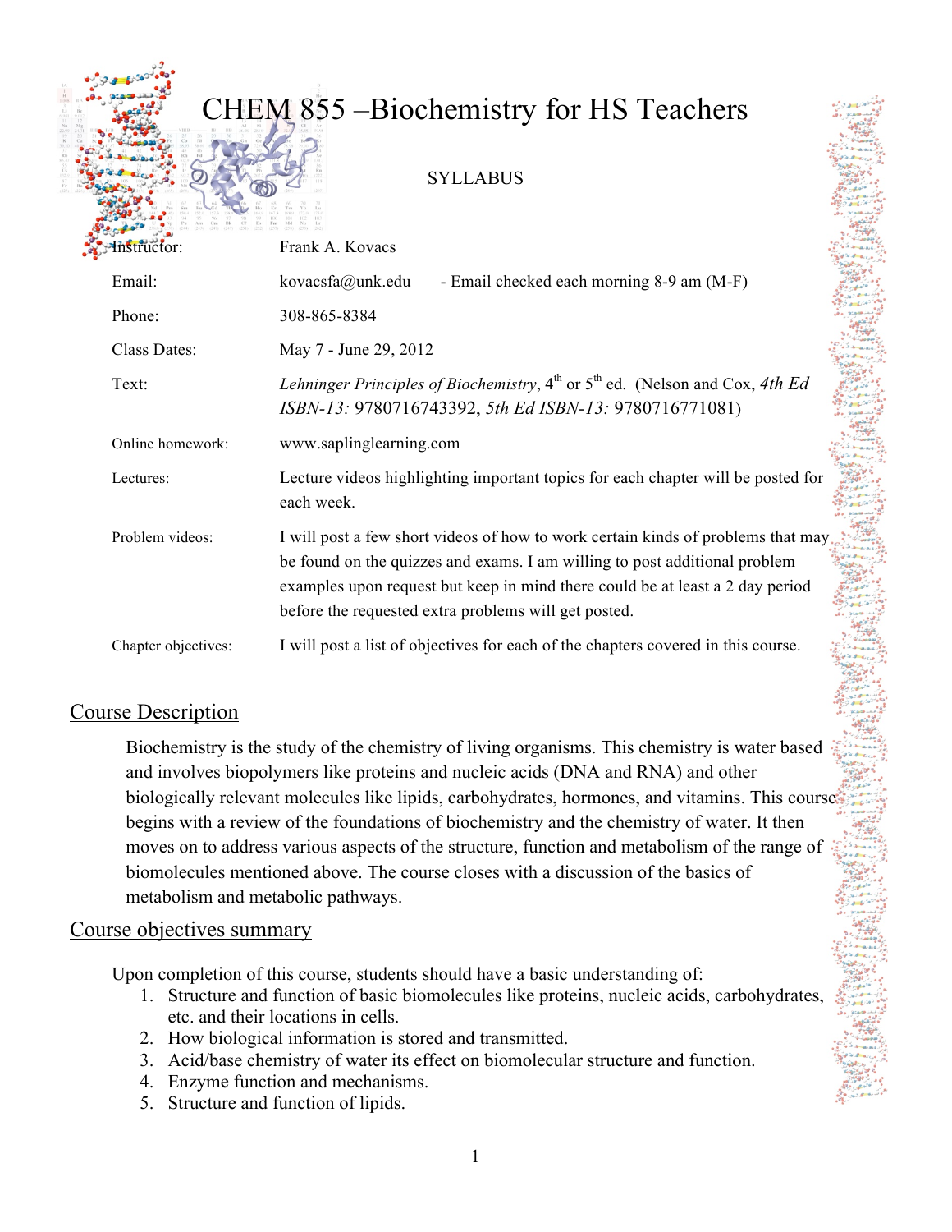# CHEM 855 –Biochemistry for HS Teachers

SYLLABUS

| | |
|---|---|
| Instructor: | Frank A. Kovacs |
| Email: | kovacsfa@unk.edu - Email checked each morning 8-9 am (M-F) |
| Phone: | 308-865-8384 |
| Class Dates: | May 7 - June 29, 2012 |
| Text: | *Lehninger Principles of Biochemistry*, 4th or 5th ed. (Nelson and Cox, *4th Ed ISBN-13:* 9780716743392, *5th Ed ISBN-13:* 9780716771081) |
| Online homework: | www.saplinglearning.com |
| Lectures: | Lecture videos highlighting important topics for each chapter will be posted for each week. |
| Problem videos: | I will post a few short videos of how to work certain kinds of problems that may be found on the quizzes and exams. I am willing to post additional problem examples upon request but keep in mind there could be at least a 2 day period before the requested extra problems will get posted. |
| Chapter objectives: | I will post a list of objectives for each of the chapters covered in this course. |

## Course Description

Biochemistry is the study of the chemistry of living organisms. This chemistry is water based and involves biopolymers like proteins and nucleic acids (DNA and RNA) and other biologically relevant molecules like lipids, carbohydrates, hormones, and vitamins. This course begins with a review of the foundations of biochemistry and the chemistry of water. It then moves on to address various aspects of the structure, function and metabolism of the range of biomolecules mentioned above. The course closes with a discussion of the basics of metabolism and metabolic pathways.

## Course objectives summary

Upon completion of this course, students should have a basic understanding of:

1. Structure and function of basic biomolecules like proteins, nucleic acids, carbohydrates, etc. and their locations in cells.
2. How biological information is stored and transmitted.
3. Acid/base chemistry of water its effect on biomolecular structure and function.
4. Enzyme function and mechanisms.
5. Structure and function of lipids.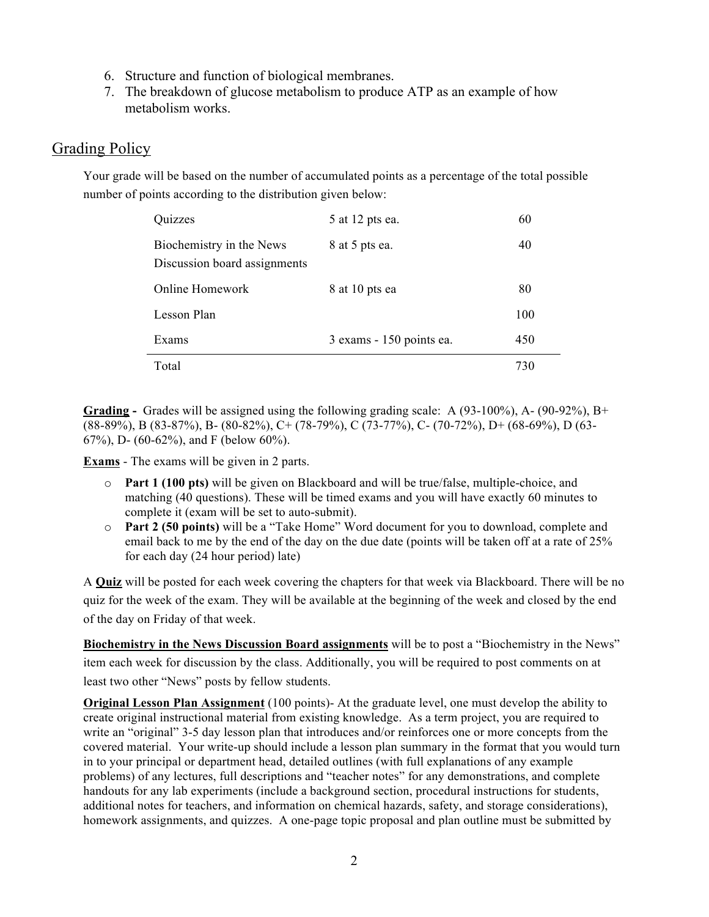6. Structure and function of biological membranes.
7. The breakdown of glucose metabolism to produce ATP as an example of how metabolism works.

## Grading Policy

Your grade will be based on the number of accumulated points as a percentage of the total possible number of points according to the distribution given below:

| | | |
|---|---|---|
| Quizzes | 5 at 12 pts ea. | 60 |
| Biochemistry in the News Discussion board assignments | 8 at 5 pts ea. | 40 |
| Online Homework | 8 at 10 pts ea | 80 |
| Lesson Plan | | 100 |
| Exams | 3 exams - 150 points ea. | 450 |
| Total | | 730 |

**Grading -** Grades will be assigned using the following grading scale: A (93-100%), A- (90-92%), B+ (88-89%), B (83-87%), B- (80-82%), C+ (78-79%), C (73-77%), C- (70-72%), D+ (68-69%), D (63-67%), D- (60-62%), and F (below 60%).

**Exams** - The exams will be given in 2 parts.

- **Part 1 (100 pts)** will be given on Blackboard and will be true/false, multiple-choice, and matching (40 questions). These will be timed exams and you will have exactly 60 minutes to complete it (exam will be set to auto-submit).
- **Part 2 (50 points)** will be a "Take Home" Word document for you to download, complete and email back to me by the end of the day on the due date (points will be taken off at a rate of 25% for each day (24 hour period) late)

A **Quiz** will be posted for each week covering the chapters for that week via Blackboard. There will be no quiz for the week of the exam. They will be available at the beginning of the week and closed by the end of the day on Friday of that week.

**Biochemistry in the News Discussion Board assignments** will be to post a "Biochemistry in the News" item each week for discussion by the class. Additionally, you will be required to post comments on at least two other "News" posts by fellow students.

**Original Lesson Plan Assignment** (100 points)- At the graduate level, one must develop the ability to create original instructional material from existing knowledge. As a term project, you are required to write an "original" 3-5 day lesson plan that introduces and/or reinforces one or more concepts from the covered material. Your write-up should include a lesson plan summary in the format that you would turn in to your principal or department head, detailed outlines (with full explanations of any example problems) of any lectures, full descriptions and "teacher notes" for any demonstrations, and complete handouts for any lab experiments (include a background section, procedural instructions for students, additional notes for teachers, and information on chemical hazards, safety, and storage considerations), homework assignments, and quizzes. A one-page topic proposal and plan outline must be submitted by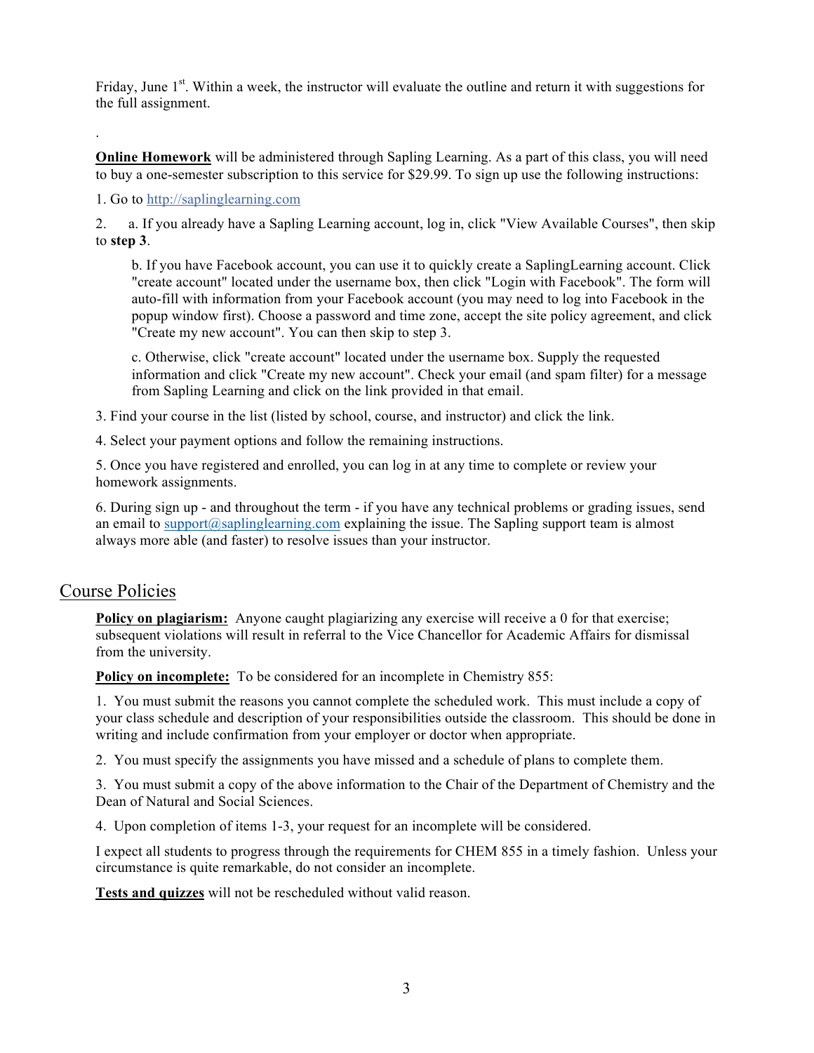Friday, June 1st. Within a week, the instructor will evaluate the outline and return it with suggestions for the full assignment.

.

**Online Homework** will be administered through Sapling Learning. As a part of this class, you will need to buy a one-semester subscription to this service for $29.99. To sign up use the following instructions:

1. Go to http://saplinglearning.com

2. a. If you already have a Sapling Learning account, log in, click "View Available Courses", then skip to **step 3**.

   b. If you have Facebook account, you can use it to quickly create a SaplingLearning account. Click "create account" located under the username box, then click "Login with Facebook". The form will auto-fill with information from your Facebook account (you may need to log into Facebook in the popup window first). Choose a password and time zone, accept the site policy agreement, and click "Create my new account". You can then skip to step 3.

   c. Otherwise, click "create account" located under the username box. Supply the requested information and click "Create my new account". Check your email (and spam filter) for a message from Sapling Learning and click on the link provided in that email.

3. Find your course in the list (listed by school, course, and instructor) and click the link.

4. Select your payment options and follow the remaining instructions.

5. Once you have registered and enrolled, you can log in at any time to complete or review your homework assignments.

6. During sign up - and throughout the term - if you have any technical problems or grading issues, send an email to support@saplinglearning.com explaining the issue. The Sapling support team is almost always more able (and faster) to resolve issues than your instructor.

## Course Policies

**Policy on plagiarism:** Anyone caught plagiarizing any exercise will receive a 0 for that exercise; subsequent violations will result in referral to the Vice Chancellor for Academic Affairs for dismissal from the university.

**Policy on incomplete:** To be considered for an incomplete in Chemistry 855:

1. You must submit the reasons you cannot complete the scheduled work. This must include a copy of your class schedule and description of your responsibilities outside the classroom. This should be done in writing and include confirmation from your employer or doctor when appropriate.

2. You must specify the assignments you have missed and a schedule of plans to complete them.

3. You must submit a copy of the above information to the Chair of the Department of Chemistry and the Dean of Natural and Social Sciences.

4. Upon completion of items 1-3, your request for an incomplete will be considered.

I expect all students to progress through the requirements for CHEM 855 in a timely fashion. Unless your circumstance is quite remarkable, do not consider an incomplete.

**Tests and quizzes** will not be rescheduled without valid reason.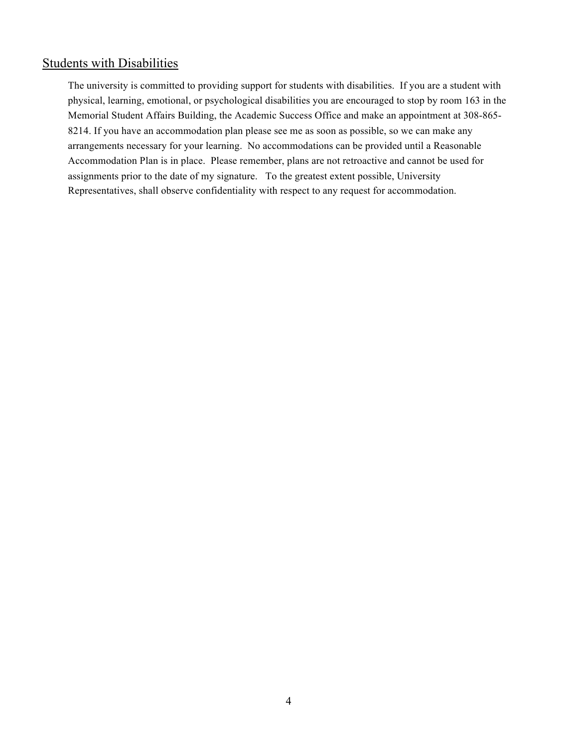## Students with Disabilities

The university is committed to providing support for students with disabilities. If you are a student with physical, learning, emotional, or psychological disabilities you are encouraged to stop by room 163 in the Memorial Student Affairs Building, the Academic Success Office and make an appointment at 308-865-8214. If you have an accommodation plan please see me as soon as possible, so we can make any arrangements necessary for your learning. No accommodations can be provided until a Reasonable Accommodation Plan is in place. Please remember, plans are not retroactive and cannot be used for assignments prior to the date of my signature. To the greatest extent possible, University Representatives, shall observe confidentiality with respect to any request for accommodation.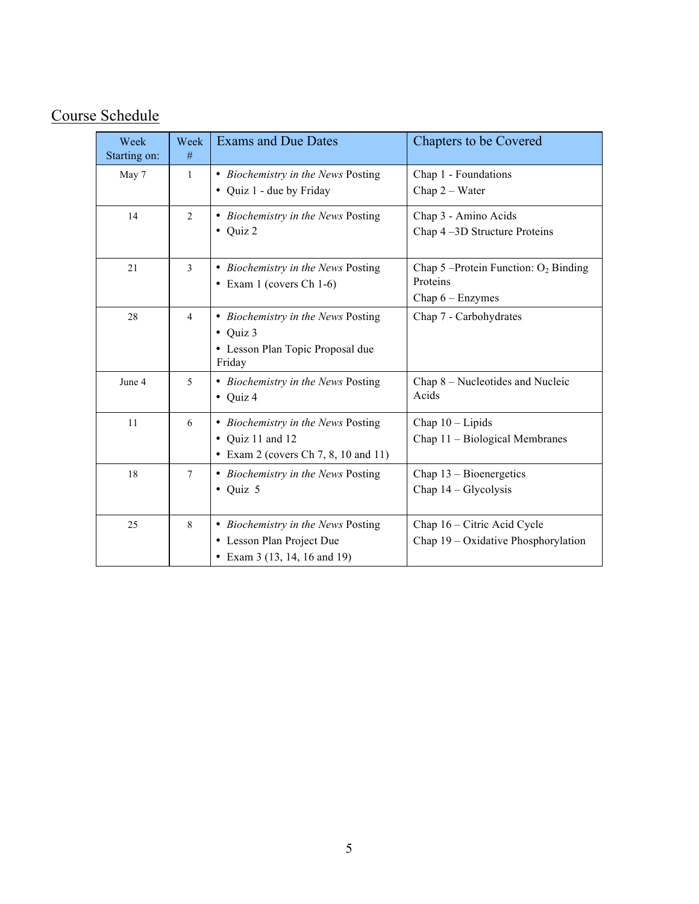## Course Schedule

| Week Starting on: | Week # | Exams and Due Dates | Chapters to be Covered |
|---|---|---|---|
| May 7 | 1 | • *Biochemistry in the News* Posting<br>• Quiz 1 - due by Friday | Chap 1 - Foundations<br>Chap 2 – Water |
| 14 | 2 | • *Biochemistry in the News* Posting<br>• Quiz 2 | Chap 3 - Amino Acids<br>Chap 4 –3D Structure Proteins |
| 21 | 3 | • *Biochemistry in the News* Posting<br>• Exam 1 (covers Ch 1-6) | Chap 5 –Protein Function: $O_2$ Binding Proteins<br>Chap 6 – Enzymes |
| 28 | 4 | • *Biochemistry in the News* Posting<br>• Quiz 3<br>• Lesson Plan Topic Proposal due Friday | Chap 7 - Carbohydrates |
| June 4 | 5 | • *Biochemistry in the News* Posting<br>• Quiz 4 | Chap 8 – Nucleotides and Nucleic Acids |
| 11 | 6 | • *Biochemistry in the News* Posting<br>• Quiz 11 and 12<br>• Exam 2 (covers Ch 7, 8, 10 and 11) | Chap 10 – Lipids<br>Chap 11 – Biological Membranes |
| 18 | 7 | • *Biochemistry in the News* Posting<br>• Quiz 5 | Chap 13 – Bioenergetics<br>Chap 14 – Glycolysis |
| 25 | 8 | • *Biochemistry in the News* Posting<br>• Lesson Plan Project Due<br>• Exam 3 (13, 14, 16 and 19) | Chap 16 – Citric Acid Cycle<br>Chap 19 – Oxidative Phosphorylation |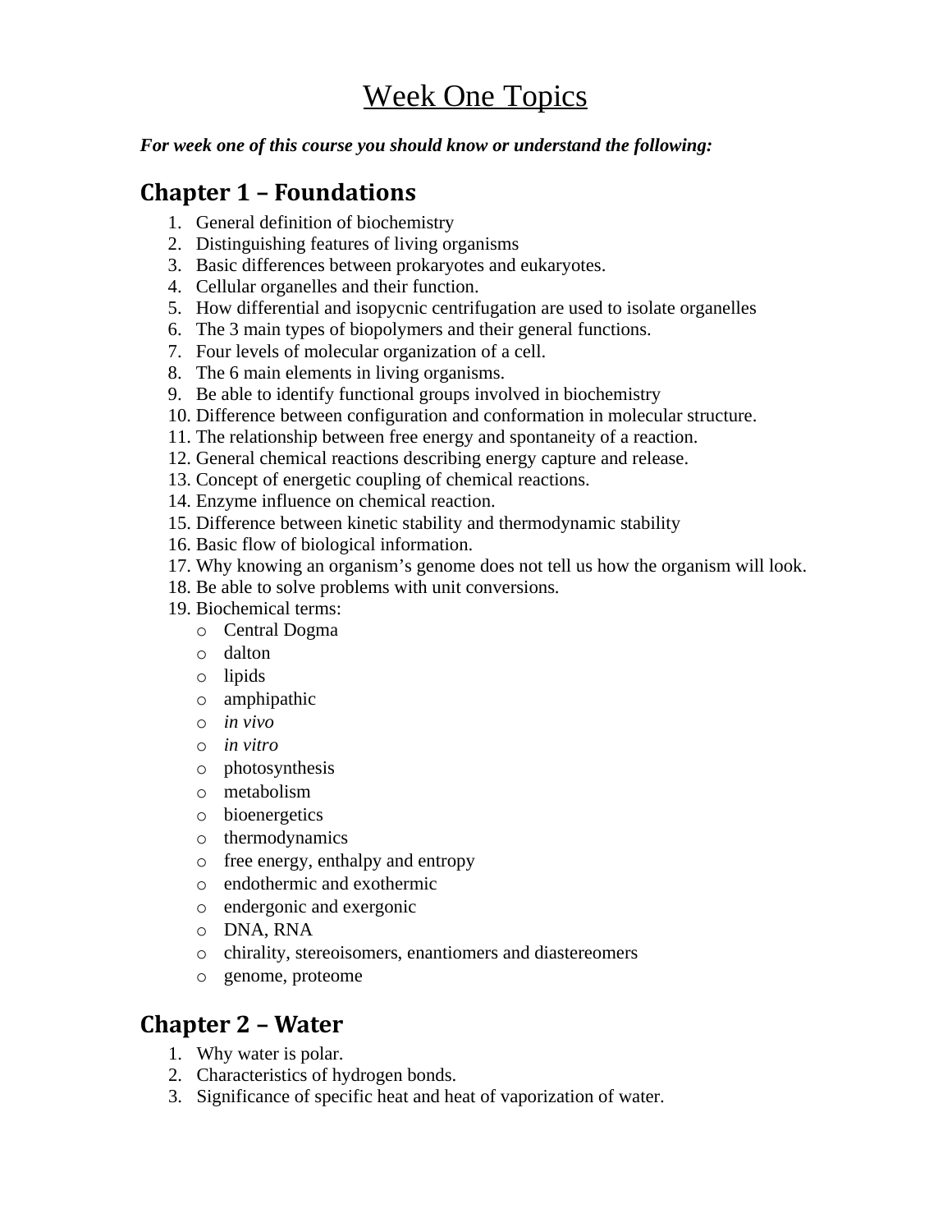# Week One Topics

***For week one of this course you should know or understand the following:***

## Chapter 1 – Foundations

1. General definition of biochemistry
2. Distinguishing features of living organisms
3. Basic differences between prokaryotes and eukaryotes.
4. Cellular organelles and their function.
5. How differential and isopycnic centrifugation are used to isolate organelles
6. The 3 main types of biopolymers and their general functions.
7. Four levels of molecular organization of a cell.
8. The 6 main elements in living organisms.
9. Be able to identify functional groups involved in biochemistry
10. Difference between configuration and conformation in molecular structure.
11. The relationship between free energy and spontaneity of a reaction.
12. General chemical reactions describing energy capture and release.
13. Concept of energetic coupling of chemical reactions.
14. Enzyme influence on chemical reaction.
15. Difference between kinetic stability and thermodynamic stability
16. Basic flow of biological information.
17. Why knowing an organism's genome does not tell us how the organism will look.
18. Be able to solve problems with unit conversions.
19. Biochemical terms:
    - Central Dogma
    - dalton
    - lipids
    - amphipathic
    - *in vivo*
    - *in vitro*
    - photosynthesis
    - metabolism
    - bioenergetics
    - thermodynamics
    - free energy, enthalpy and entropy
    - endothermic and exothermic
    - endergonic and exergonic
    - DNA, RNA
    - chirality, stereoisomers, enantiomers and diastereomers
    - genome, proteome

## Chapter 2 – Water

1. Why water is polar.
2. Characteristics of hydrogen bonds.
3. Significance of specific heat and heat of vaporization of water.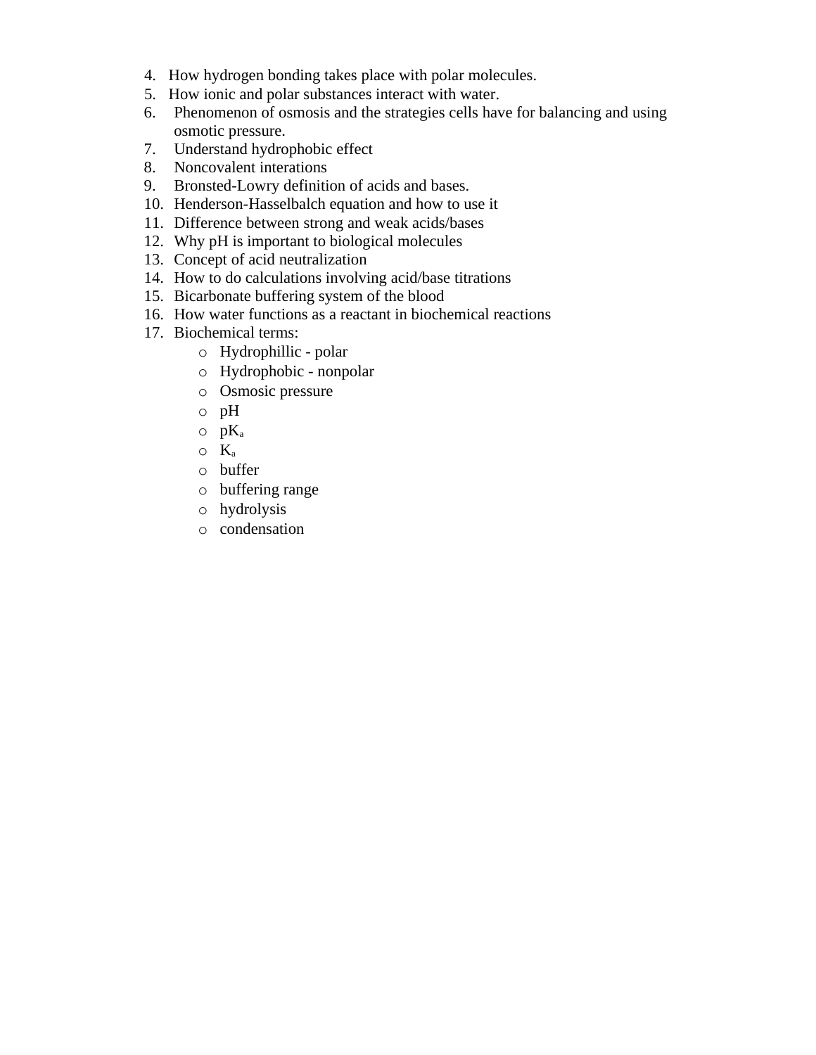4. How hydrogen bonding takes place with polar molecules.
5. How ionic and polar substances interact with water.
6. Phenomenon of osmosis and the strategies cells have for balancing and using osmotic pressure.
7. Understand hydrophobic effect
8. Noncovalent interations
9. Bronsted-Lowry definition of acids and bases.
10. Henderson-Hasselbalch equation and how to use it
11. Difference between strong and weak acids/bases
12. Why pH is important to biological molecules
13. Concept of acid neutralization
14. How to do calculations involving acid/base titrations
15. Bicarbonate buffering system of the blood
16. How water functions as a reactant in biochemical reactions
17. Biochemical terms:
    - Hydrophillic - polar
    - Hydrophobic - nonpolar
    - Osmosic pressure
    - pH
    - $pK_a$
    - $K_a$
    - buffer
    - buffering range
    - hydrolysis
    - condensation